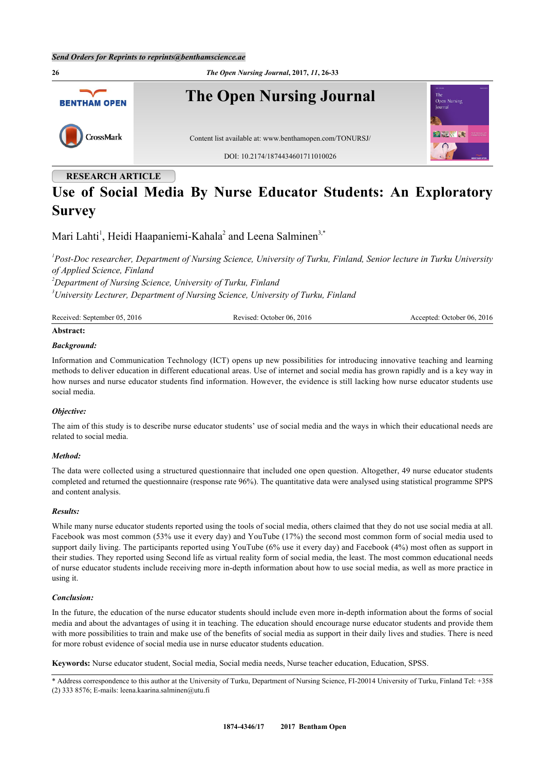Send Orders for Reprints to reprints@benthamscience.ae

RESEARCH ARTICLE

# Use of Social Media By Nurse Educator Students: An Exploratory Survey

Mari Lahti[1], Heidi Haapaniemi-Kahala[2] and Leena Salminen[3,*]

[1]Post-Doc researcher, Department of Nursing Science, University of Turku, Finland, Senior lecture in Turku University of Applied Science, Finland
[2]Department of Nursing Science, University of Turku, Finland
[3]University Lecturer, Department of Nursing Science, University of Turku, Finland

Received: September 05, 2016 Revised: October 06, 2016 Accepted: October 06, 2016

## Abstract:

### Background:

Information and Communication Technology (ICT) opens up new possibilities for introducing innovative teaching and learning methods to deliver education in different educational areas. Use of internet and social media has grown rapidly and is a key way in how nurses and nurse educator students find information. However, the evidence is still lacking how nurse educator students use social media.

### Objective:

The aim of this study is to describe nurse educator students' use of social media and the ways in which their educational needs are related to social media.

### Method:

The data were collected using a structured questionnaire that included one open question. Altogether, 49 nurse educator students completed and returned the questionnaire (response rate 96%). The quantitative data were analysed using statistical programme SPPS and content analysis.

### Results:

While many nurse educator students reported using the tools of social media, others claimed that they do not use social media at all. Facebook was most common (53% use it every day) and YouTube (17%) the second most common form of social media used to support daily living. The participants reported using YouTube (6% use it every day) and Facebook (4%) most often as support in their studies. They reported using Second life as virtual reality form of social media, the least. The most common educational needs of nurse educator students include receiving more in-depth information about how to use social media, as well as more practice in using it.

### Conclusion:

In the future, the education of the nurse educator students should include even more in-depth information about the forms of social media and about the advantages of using it in teaching. The education should encourage nurse educator students and provide them with more possibilities to train and make use of the benefits of social media as support in their daily lives and studies. There is need for more robust evidence of social media use in nurse educator students education.

**Keywords:** Nurse educator student, Social media, Social media needs, Nurse teacher education, Education, SPSS.

* Address correspondence to this author at the University of Turku, Department of Nursing Science, FI-20014 University of Turku, Finland Tel: +358 (2) 333 8576; E-mails: leena.kaarina.salminen@utu.fi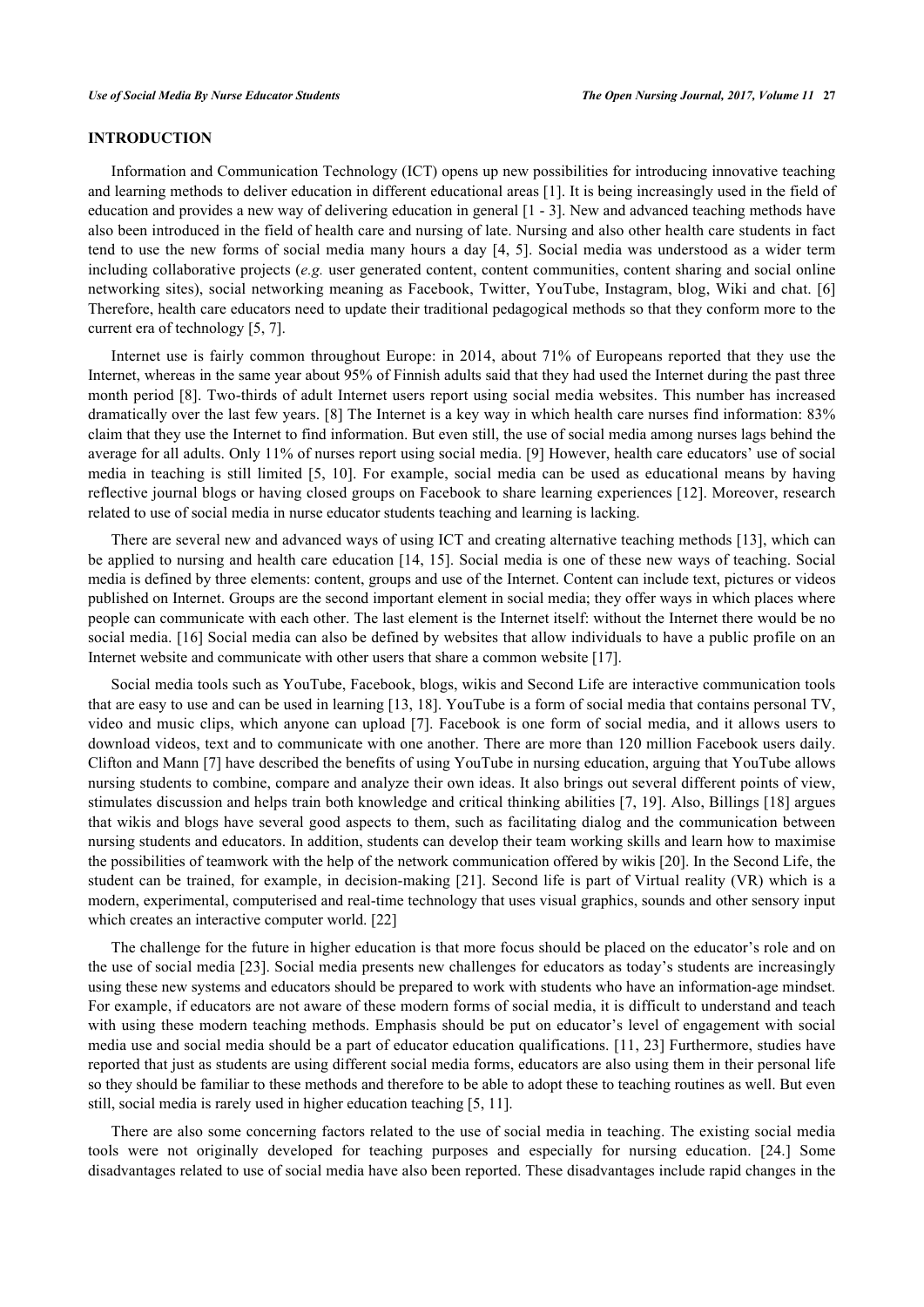## INTRODUCTION

Information and Communication Technology (ICT) opens up new possibilities for introducing innovative teaching and learning methods to deliver education in different educational areas [1]. It is being increasingly used in the field of education and provides a new way of delivering education in general [1 - 3]. New and advanced teaching methods have also been introduced in the field of health care and nursing of late. Nursing and also other health care students in fact tend to use the new forms of social media many hours a day [4, 5]. Social media was understood as a wider term including collaborative projects (*e.g.* user generated content, content communities, content sharing and social online networking sites), social networking meaning as Facebook, Twitter, YouTube, Instagram, blog, Wiki and chat. [6] Therefore, health care educators need to update their traditional pedagogical methods so that they conform more to the current era of technology [5, 7].

Internet use is fairly common throughout Europe: in 2014, about 71% of Europeans reported that they use the Internet, whereas in the same year about 95% of Finnish adults said that they had used the Internet during the past three month period [8]. Two-thirds of adult Internet users report using social media websites. This number has increased dramatically over the last few years. [8] The Internet is a key way in which health care nurses find information: 83% claim that they use the Internet to find information. But even still, the use of social media among nurses lags behind the average for all adults. Only 11% of nurses report using social media. [9] However, health care educators' use of social media in teaching is still limited [5, 10]. For example, social media can be used as educational means by having reflective journal blogs or having closed groups on Facebook to share learning experiences [12]. Moreover, research related to use of social media in nurse educator students teaching and learning is lacking.

There are several new and advanced ways of using ICT and creating alternative teaching methods [13], which can be applied to nursing and health care education [14, 15]. Social media is one of these new ways of teaching. Social media is defined by three elements: content, groups and use of the Internet. Content can include text, pictures or videos published on Internet. Groups are the second important element in social media; they offer ways in which places where people can communicate with each other. The last element is the Internet itself: without the Internet there would be no social media. [16] Social media can also be defined by websites that allow individuals to have a public profile on an Internet website and communicate with other users that share a common website [17].

Social media tools such as YouTube, Facebook, blogs, wikis and Second Life are interactive communication tools that are easy to use and can be used in learning [13, 18]. YouTube is a form of social media that contains personal TV, video and music clips, which anyone can upload [7]. Facebook is one form of social media, and it allows users to download videos, text and to communicate with one another. There are more than 120 million Facebook users daily. Clifton and Mann [7] have described the benefits of using YouTube in nursing education, arguing that YouTube allows nursing students to combine, compare and analyze their own ideas. It also brings out several different points of view, stimulates discussion and helps train both knowledge and critical thinking abilities [7, 19]. Also, Billings [18] argues that wikis and blogs have several good aspects to them, such as facilitating dialog and the communication between nursing students and educators. In addition, students can develop their team working skills and learn how to maximise the possibilities of teamwork with the help of the network communication offered by wikis [20]. In the Second Life, the student can be trained, for example, in decision-making [21]. Second life is part of Virtual reality (VR) which is a modern, experimental, computerised and real-time technology that uses visual graphics, sounds and other sensory input which creates an interactive computer world. [22]

The challenge for the future in higher education is that more focus should be placed on the educator's role and on the use of social media [23]. Social media presents new challenges for educators as today's students are increasingly using these new systems and educators should be prepared to work with students who have an information-age mindset. For example, if educators are not aware of these modern forms of social media, it is difficult to understand and teach with using these modern teaching methods. Emphasis should be put on educator's level of engagement with social media use and social media should be a part of educator education qualifications. [11, 23] Furthermore, studies have reported that just as students are using different social media forms, educators are also using them in their personal life so they should be familiar to these methods and therefore to be able to adopt these to teaching routines as well. But even still, social media is rarely used in higher education teaching [5, 11].

There are also some concerning factors related to the use of social media in teaching. The existing social media tools were not originally developed for teaching purposes and especially for nursing education. [24.] Some disadvantages related to use of social media have also been reported. These disadvantages include rapid changes in the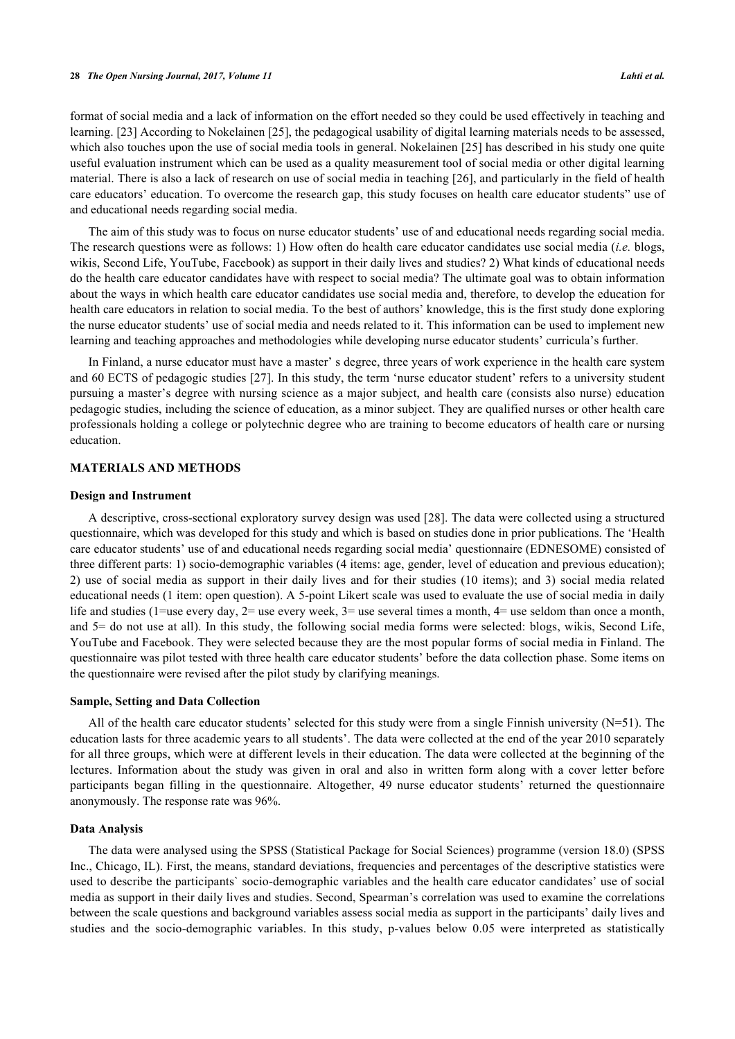format of social media and a lack of information on the effort needed so they could be used effectively in teaching and learning. [23] According to Nokelainen [25], the pedagogical usability of digital learning materials needs to be assessed, which also touches upon the use of social media tools in general. Nokelainen [25] has described in his study one quite useful evaluation instrument which can be used as a quality measurement tool of social media or other digital learning material. There is also a lack of research on use of social media in teaching [26], and particularly in the field of health care educators' education. To overcome the research gap, this study focuses on health care educator students" use of and educational needs regarding social media.

The aim of this study was to focus on nurse educator students' use of and educational needs regarding social media. The research questions were as follows: 1) How often do health care educator candidates use social media (*i.e.* blogs, wikis, Second Life, YouTube, Facebook) as support in their daily lives and studies? 2) What kinds of educational needs do the health care educator candidates have with respect to social media? The ultimate goal was to obtain information about the ways in which health care educator candidates use social media and, therefore, to develop the education for health care educators in relation to social media. To the best of authors' knowledge, this is the first study done exploring the nurse educator students' use of social media and needs related to it. This information can be used to implement new learning and teaching approaches and methodologies while developing nurse educator students' curricula's further.

In Finland, a nurse educator must have a master' s degree, three years of work experience in the health care system and 60 ECTS of pedagogic studies [27]. In this study, the term 'nurse educator student' refers to a university student pursuing a master's degree with nursing science as a major subject, and health care (consists also nurse) education pedagogic studies, including the science of education, as a minor subject. They are qualified nurses or other health care professionals holding a college or polytechnic degree who are training to become educators of health care or nursing education.

## MATERIALS AND METHODS

### Design and Instrument

A descriptive, cross-sectional exploratory survey design was used [28]. The data were collected using a structured questionnaire, which was developed for this study and which is based on studies done in prior publications. The 'Health care educator students' use of and educational needs regarding social media' questionnaire (EDNESOME) consisted of three different parts: 1) socio-demographic variables (4 items: age, gender, level of education and previous education); 2) use of social media as support in their daily lives and for their studies (10 items); and 3) social media related educational needs (1 item: open question). A 5-point Likert scale was used to evaluate the use of social media in daily life and studies (1=use every day, 2= use every week, 3= use several times a month, 4= use seldom than once a month, and 5= do not use at all). In this study, the following social media forms were selected: blogs, wikis, Second Life, YouTube and Facebook. They were selected because they are the most popular forms of social media in Finland. The questionnaire was pilot tested with three health care educator students' before the data collection phase. Some items on the questionnaire were revised after the pilot study by clarifying meanings.

### Sample, Setting and Data Collection

All of the health care educator students' selected for this study were from a single Finnish university (N=51). The education lasts for three academic years to all students'. The data were collected at the end of the year 2010 separately for all three groups, which were at different levels in their education. The data were collected at the beginning of the lectures. Information about the study was given in oral and also in written form along with a cover letter before participants began filling in the questionnaire. Altogether, 49 nurse educator students' returned the questionnaire anonymously. The response rate was 96%.

### Data Analysis

The data were analysed using the SPSS (Statistical Package for Social Sciences) programme (version 18.0) (SPSS Inc., Chicago, IL). First, the means, standard deviations, frequencies and percentages of the descriptive statistics were used to describe the participants` socio-demographic variables and the health care educator candidates' use of social media as support in their daily lives and studies. Second, Spearman's correlation was used to examine the correlations between the scale questions and background variables assess social media as support in the participants' daily lives and studies and the socio-demographic variables. In this study, p-values below 0.05 were interpreted as statistically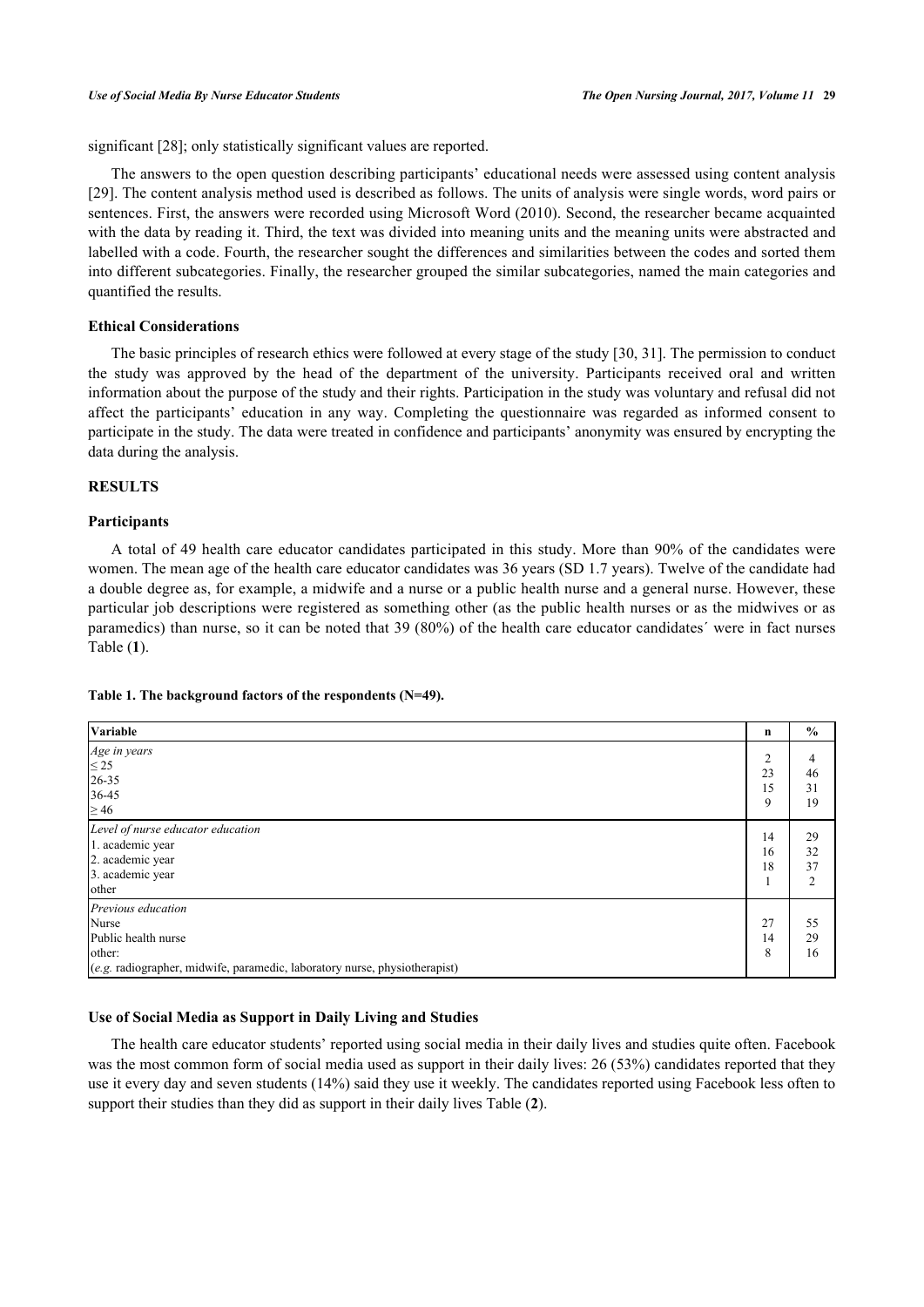significant [28]; only statistically significant values are reported.

The answers to the open question describing participants' educational needs were assessed using content analysis [29]. The content analysis method used is described as follows. The units of analysis were single words, word pairs or sentences. First, the answers were recorded using Microsoft Word (2010). Second, the researcher became acquainted with the data by reading it. Third, the text was divided into meaning units and the meaning units were abstracted and labelled with a code. Fourth, the researcher sought the differences and similarities between the codes and sorted them into different subcategories. Finally, the researcher grouped the similar subcategories, named the main categories and quantified the results.

### Ethical Considerations

The basic principles of research ethics were followed at every stage of the study [30, 31]. The permission to conduct the study was approved by the head of the department of the university. Participants received oral and written information about the purpose of the study and their rights. Participation in the study was voluntary and refusal did not affect the participants' education in any way. Completing the questionnaire was regarded as informed consent to participate in the study. The data were treated in confidence and participants' anonymity was ensured by encrypting the data during the analysis.

## RESULTS

### Participants

A total of 49 health care educator candidates participated in this study. More than 90% of the candidates were women. The mean age of the health care educator candidates was 36 years (SD 1.7 years). Twelve of the candidate had a double degree as, for example, a midwife and a nurse or a public health nurse and a general nurse. However, these particular job descriptions were registered as something other (as the public health nurses or as the midwives or as paramedics) than nurse, so it can be noted that 39 (80%) of the health care educator candidates´ were in fact nurses Table (**1**).

**Table 1. The background factors of the respondents (N=49).**

| Variable | n | % |
|---|---|---|
| *Age in years* | | |
| ≤ 25 | 2 | 4 |
| 26-35 | 23 | 46 |
| 36-45 | 15 | 31 |
| ≥ 46 | 9 | 19 |
| *Level of nurse educator education* | | |
| 1. academic year | 14 | 29 |
| 2. academic year | 16 | 32 |
| 3. academic year | 18 | 37 |
| other | 1 | 2 |
| *Previous education* | | |
| Nurse | 27 | 55 |
| Public health nurse | 14 | 29 |
| other: (*e.g.* radiographer, midwife, paramedic, laboratory nurse, physiotherapist) | 8 | 16 |

### Use of Social Media as Support in Daily Living and Studies

The health care educator students' reported using social media in their daily lives and studies quite often. Facebook was the most common form of social media used as support in their daily lives: 26 (53%) candidates reported that they use it every day and seven students (14%) said they use it weekly. The candidates reported using Facebook less often to support their studies than they did as support in their daily lives Table (**2**).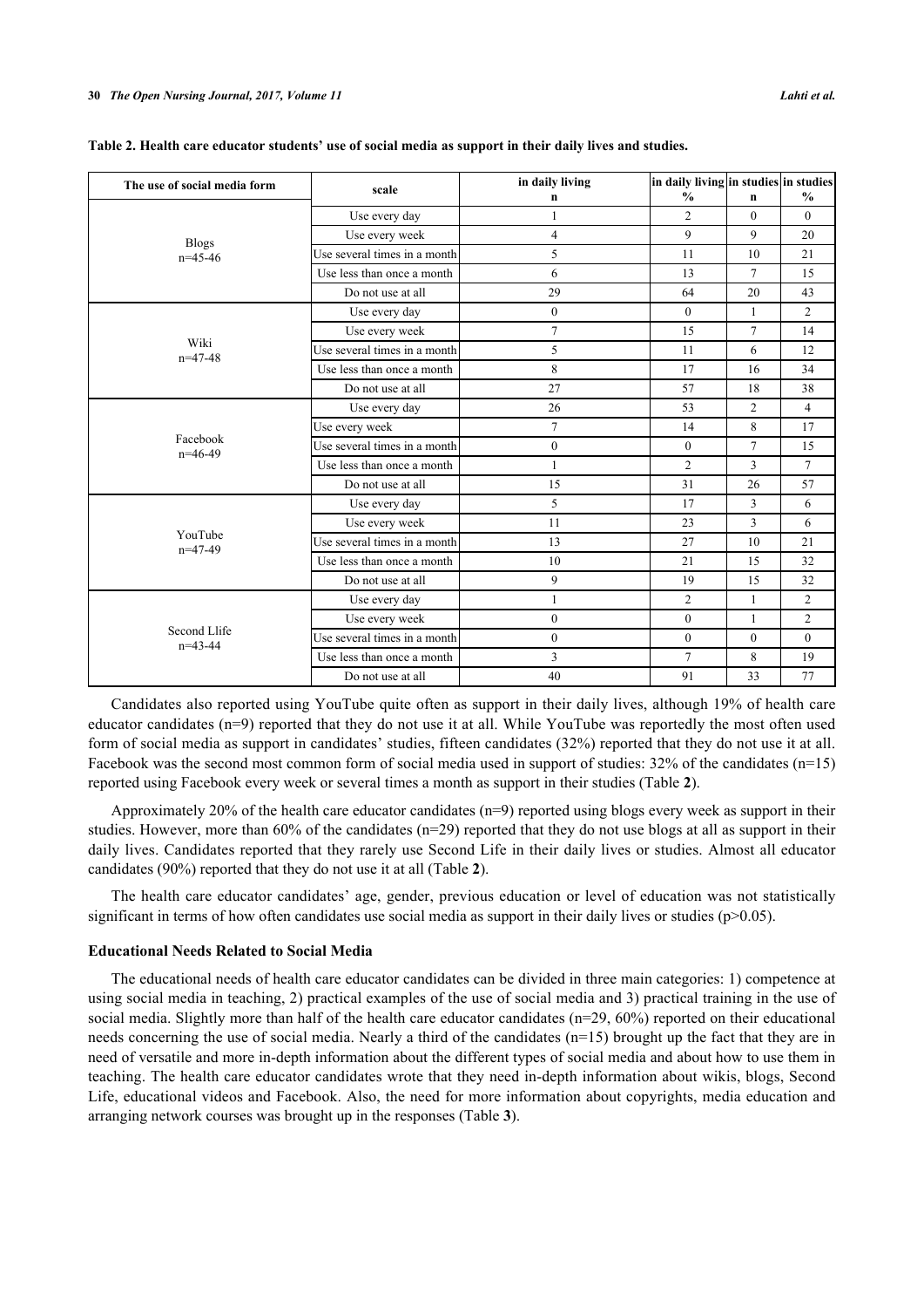**Table 2. Health care educator students' use of social media as support in their daily lives and studies.**

| The use of social media form | scale | in daily living n | in daily living % | in studies n | in studies % |
|---|---|---|---|---|---|
| Blogs n=45-46 | Use every day | 1 | 2 | 0 | 0 |
| | Use every week | 4 | 9 | 9 | 20 |
| | Use several times in a month | 5 | 11 | 10 | 21 |
| | Use less than once a month | 6 | 13 | 7 | 15 |
| | Do not use at all | 29 | 64 | 20 | 43 |
| Wiki n=47-48 | Use every day | 0 | 0 | 1 | 2 |
| | Use every week | 7 | 15 | 7 | 14 |
| | Use several times in a month | 5 | 11 | 6 | 12 |
| | Use less than once a month | 8 | 17 | 16 | 34 |
| | Do not use at all | 27 | 57 | 18 | 38 |
| Facebook n=46-49 | Use every day | 26 | 53 | 2 | 4 |
| | Use every week | 7 | 14 | 8 | 17 |
| | Use several times in a month | 0 | 0 | 7 | 15 |
| | Use less than once a month | 1 | 2 | 3 | 7 |
| | Do not use at all | 15 | 31 | 26 | 57 |
| YouTube n=47-49 | Use every day | 5 | 17 | 3 | 6 |
| | Use every week | 11 | 23 | 3 | 6 |
| | Use several times in a month | 13 | 27 | 10 | 21 |
| | Use less than once a month | 10 | 21 | 15 | 32 |
| | Do not use at all | 9 | 19 | 15 | 32 |
| Second Llife n=43-44 | Use every day | 1 | 2 | 1 | 2 |
| | Use every week | 0 | 0 | 1 | 2 |
| | Use several times in a month | 0 | 0 | 0 | 0 |
| | Use less than once a month | 3 | 7 | 8 | 19 |
| | Do not use at all | 40 | 91 | 33 | 77 |

Candidates also reported using YouTube quite often as support in their daily lives, although 19% of health care educator candidates (n=9) reported that they do not use it at all. While YouTube was reportedly the most often used form of social media as support in candidates' studies, fifteen candidates (32%) reported that they do not use it at all. Facebook was the second most common form of social media used in support of studies: 32% of the candidates (n=15) reported using Facebook every week or several times a month as support in their studies (Table **2**).

Approximately 20% of the health care educator candidates (n=9) reported using blogs every week as support in their studies. However, more than 60% of the candidates (n=29) reported that they do not use blogs at all as support in their daily lives. Candidates reported that they rarely use Second Life in their daily lives or studies. Almost all educator candidates (90%) reported that they do not use it at all (Table **2**).

The health care educator candidates' age, gender, previous education or level of education was not statistically significant in terms of how often candidates use social media as support in their daily lives or studies ($p>0.05$).

### Educational Needs Related to Social Media

The educational needs of health care educator candidates can be divided in three main categories: 1) competence at using social media in teaching, 2) practical examples of the use of social media and 3) practical training in the use of social media. Slightly more than half of the health care educator candidates (n=29, 60%) reported on their educational needs concerning the use of social media. Nearly a third of the candidates (n=15) brought up the fact that they are in need of versatile and more in-depth information about the different types of social media and about how to use them in teaching. The health care educator candidates wrote that they need in-depth information about wikis, blogs, Second Life, educational videos and Facebook. Also, the need for more information about copyrights, media education and arranging network courses was brought up in the responses (Table **3**).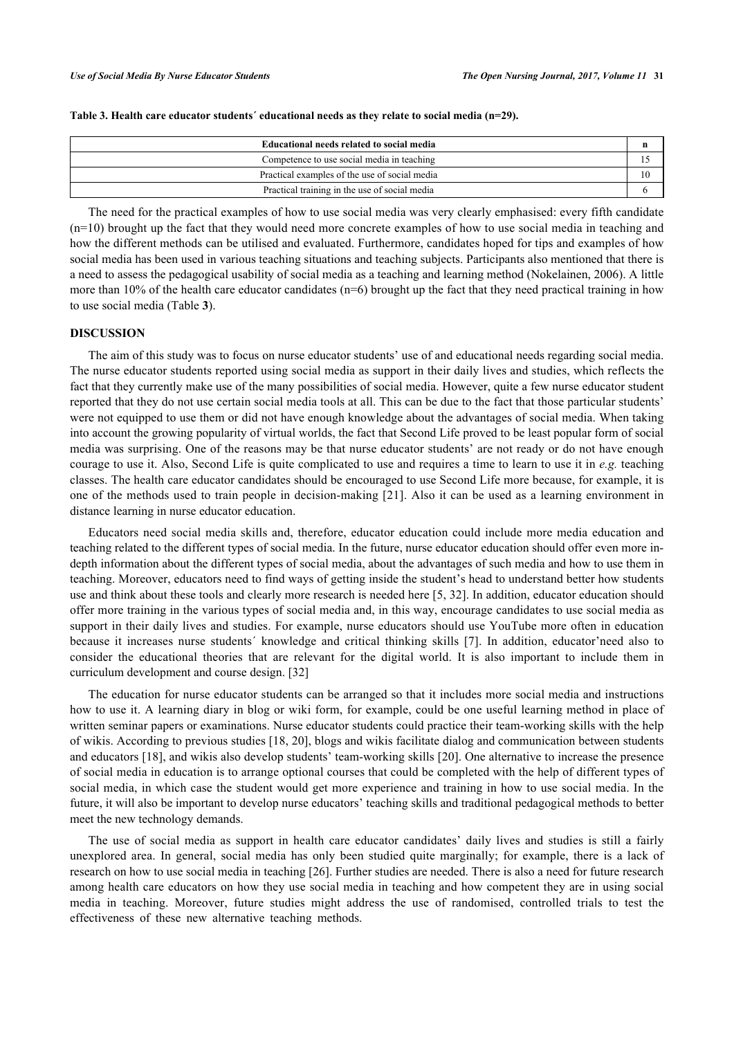**Table 3. Health care educator students´ educational needs as they relate to social media (n=29).**

| Educational needs related to social media | n |
|---|---|
| Competence to use social media in teaching | 15 |
| Practical examples of the use of social media | 10 |
| Practical training in the use of social media | 6 |

The need for the practical examples of how to use social media was very clearly emphasised: every fifth candidate (n=10) brought up the fact that they would need more concrete examples of how to use social media in teaching and how the different methods can be utilised and evaluated. Furthermore, candidates hoped for tips and examples of how social media has been used in various teaching situations and teaching subjects. Participants also mentioned that there is a need to assess the pedagogical usability of social media as a teaching and learning method (Nokelainen, 2006). A little more than 10% of the health care educator candidates (n=6) brought up the fact that they need practical training in how to use social media (Table **3**).

## DISCUSSION

The aim of this study was to focus on nurse educator students' use of and educational needs regarding social media. The nurse educator students reported using social media as support in their daily lives and studies, which reflects the fact that they currently make use of the many possibilities of social media. However, quite a few nurse educator student reported that they do not use certain social media tools at all. This can be due to the fact that those particular students' were not equipped to use them or did not have enough knowledge about the advantages of social media. When taking into account the growing popularity of virtual worlds, the fact that Second Life proved to be least popular form of social media was surprising. One of the reasons may be that nurse educator students' are not ready or do not have enough courage to use it. Also, Second Life is quite complicated to use and requires a time to learn to use it in *e.g.* teaching classes. The health care educator candidates should be encouraged to use Second Life more because, for example, it is one of the methods used to train people in decision-making [21]. Also it can be used as a learning environment in distance learning in nurse educator education.

Educators need social media skills and, therefore, educator education could include more media education and teaching related to the different types of social media. In the future, nurse educator education should offer even more in-depth information about the different types of social media, about the advantages of such media and how to use them in teaching. Moreover, educators need to find ways of getting inside the student's head to understand better how students use and think about these tools and clearly more research is needed here [5, 32]. In addition, educator education should offer more training in the various types of social media and, in this way, encourage candidates to use social media as support in their daily lives and studies. For example, nurse educators should use YouTube more often in education because it increases nurse students´ knowledge and critical thinking skills [7]. In addition, educator'need also to consider the educational theories that are relevant for the digital world. It is also important to include them in curriculum development and course design. [32]

The education for nurse educator students can be arranged so that it includes more social media and instructions how to use it. A learning diary in blog or wiki form, for example, could be one useful learning method in place of written seminar papers or examinations. Nurse educator students could practice their team-working skills with the help of wikis. According to previous studies [18, 20], blogs and wikis facilitate dialog and communication between students and educators [18], and wikis also develop students' team-working skills [20]. One alternative to increase the presence of social media in education is to arrange optional courses that could be completed with the help of different types of social media, in which case the student would get more experience and training in how to use social media. In the future, it will also be important to develop nurse educators' teaching skills and traditional pedagogical methods to better meet the new technology demands.

The use of social media as support in health care educator candidates' daily lives and studies is still a fairly unexplored area. In general, social media has only been studied quite marginally; for example, there is a lack of research on how to use social media in teaching [26]. Further studies are needed. There is also a need for future research among health care educators on how they use social media in teaching and how competent they are in using social media in teaching. Moreover, future studies might address the use of randomised, controlled trials to test the effectiveness of these new alternative teaching methods.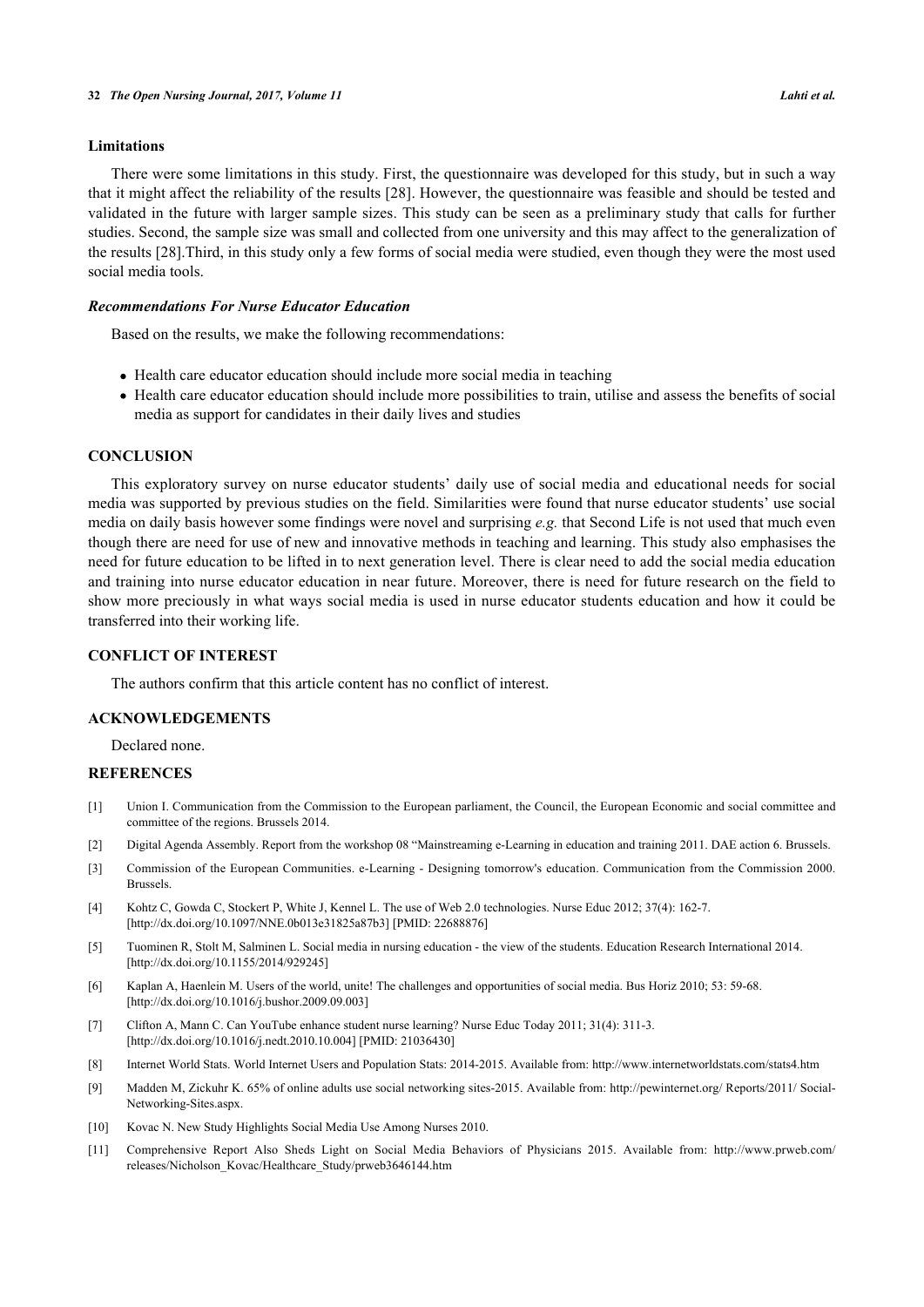### Limitations

There were some limitations in this study. First, the questionnaire was developed for this study, but in such a way that it might affect the reliability of the results [28]. However, the questionnaire was feasible and should be tested and validated in the future with larger sample sizes. This study can be seen as a preliminary study that calls for further studies. Second, the sample size was small and collected from one university and this may affect to the generalization of the results [28].Third, in this study only a few forms of social media were studied, even though they were the most used social media tools.

### *Recommendations For Nurse Educator Education*

Based on the results, we make the following recommendations:

- Health care educator education should include more social media in teaching
- Health care educator education should include more possibilities to train, utilise and assess the benefits of social media as support for candidates in their daily lives and studies

## CONCLUSION

This exploratory survey on nurse educator students' daily use of social media and educational needs for social media was supported by previous studies on the field. Similarities were found that nurse educator students' use social media on daily basis however some findings were novel and surprising *e.g.* that Second Life is not used that much even though there are need for use of new and innovative methods in teaching and learning. This study also emphasises the need for future education to be lifted in to next generation level. There is clear need to add the social media education and training into nurse educator education in near future. Moreover, there is need for future research on the field to show more preciously in what ways social media is used in nurse educator students education and how it could be transferred into their working life.

## CONFLICT OF INTEREST

The authors confirm that this article content has no conflict of interest.

## ACKNOWLEDGEMENTS

Declared none.

## REFERENCES

[1] Union I. Communication from the Commission to the European parliament, the Council, the European Economic and social committee and committee of the regions. Brussels 2014.

[2] Digital Agenda Assembly. Report from the workshop 08 "Mainstreaming e-Learning in education and training 2011. DAE action 6. Brussels.

[3] Commission of the European Communities. e-Learning - Designing tomorrow's education. Communication from the Commission 2000. Brussels.

[4] Kohtz C, Gowda C, Stockert P, White J, Kennel L. The use of Web 2.0 technologies. Nurse Educ 2012; 37(4): 162-7. [http://dx.doi.org/10.1097/NNE.0b013e31825a87b3] [PMID: 22688876]

[5] Tuominen R, Stolt M, Salminen L. Social media in nursing education - the view of the students. Education Research International 2014. [http://dx.doi.org/10.1155/2014/929245]

[6] Kaplan A, Haenlein M. Users of the world, unite! The challenges and opportunities of social media. Bus Horiz 2010; 53: 59-68. [http://dx.doi.org/10.1016/j.bushor.2009.09.003]

[7] Clifton A, Mann C. Can YouTube enhance student nurse learning? Nurse Educ Today 2011; 31(4): 311-3. [http://dx.doi.org/10.1016/j.nedt.2010.10.004] [PMID: 21036430]

[8] Internet World Stats. World Internet Users and Population Stats: 2014-2015. Available from: http://www.internetworldstats.com/stats4.htm

[9] Madden M, Zickuhr K. 65% of online adults use social networking sites-2015. Available from: http://pewinternet.org/ Reports/2011/ Social-Networking-Sites.aspx.

[10] Kovac N. New Study Highlights Social Media Use Among Nurses 2010.

[11] Comprehensive Report Also Sheds Light on Social Media Behaviors of Physicians 2015. Available from: http://www.prweb.com/ releases/Nicholson_Kovac/Healthcare_Study/prweb3646144.htm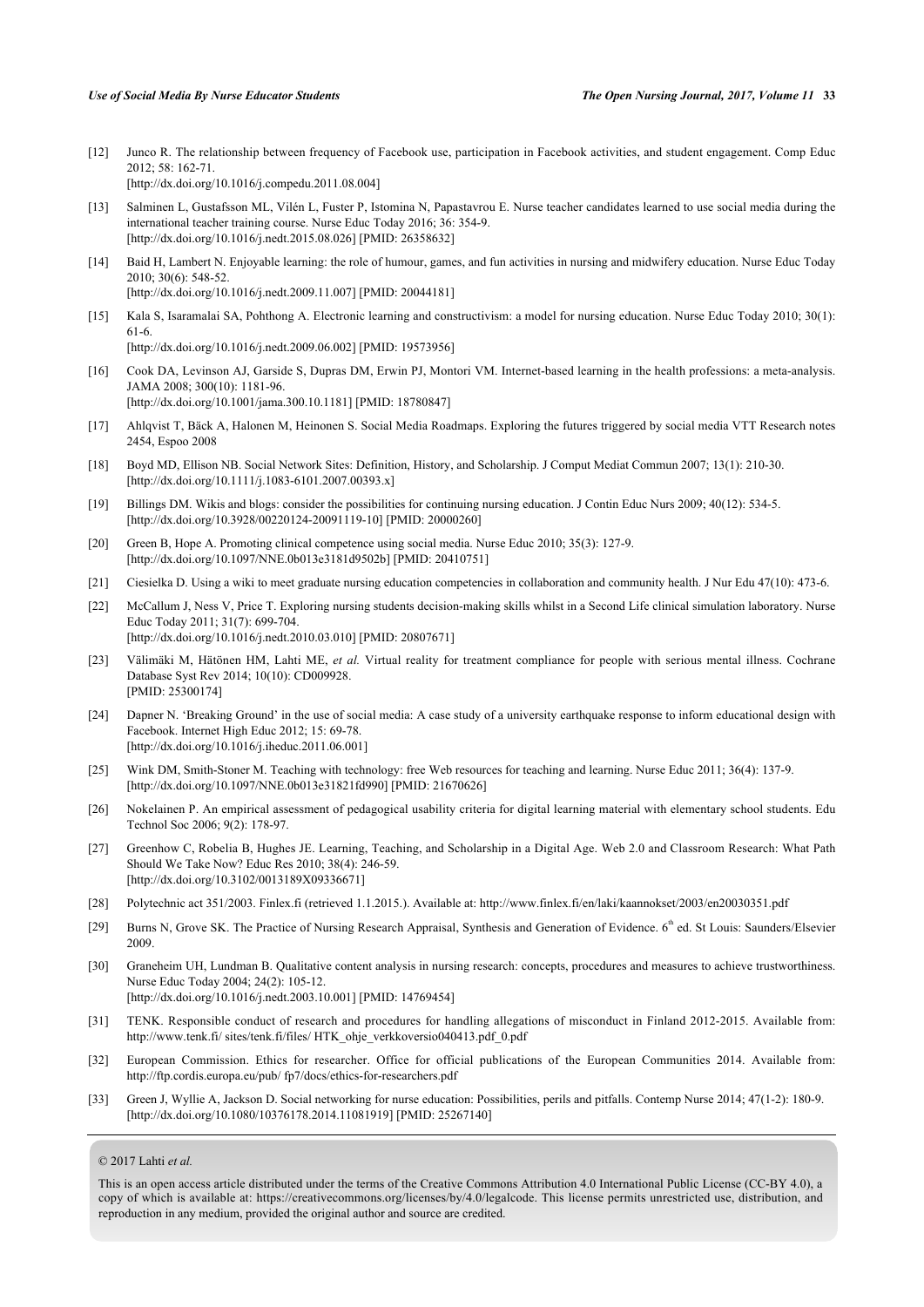[12] Junco R. The relationship between frequency of Facebook use, participation in Facebook activities, and student engagement. Comp Educ 2012; 58: 162-71.
[http://dx.doi.org/10.1016/j.compedu.2011.08.004]

[13] Salminen L, Gustafsson ML, Vilén L, Fuster P, Istomina N, Papastavrou E. Nurse teacher candidates learned to use social media during the international teacher training course. Nurse Educ Today 2016; 36: 354-9.
[http://dx.doi.org/10.1016/j.nedt.2015.08.026] [PMID: 26358632]

[14] Baid H, Lambert N. Enjoyable learning: the role of humour, games, and fun activities in nursing and midwifery education. Nurse Educ Today 2010; 30(6): 548-52.
[http://dx.doi.org/10.1016/j.nedt.2009.11.007] [PMID: 20044181]

[15] Kala S, Isaramalai SA, Pohthong A. Electronic learning and constructivism: a model for nursing education. Nurse Educ Today 2010; 30(1): 61-6.
[http://dx.doi.org/10.1016/j.nedt.2009.06.002] [PMID: 19573956]

[16] Cook DA, Levinson AJ, Garside S, Dupras DM, Erwin PJ, Montori VM. Internet-based learning in the health professions: a meta-analysis. JAMA 2008; 300(10): 1181-96.
[http://dx.doi.org/10.1001/jama.300.10.1181] [PMID: 18780847]

[17] Ahlqvist T, Bäck A, Halonen M, Heinonen S. Social Media Roadmaps. Exploring the futures triggered by social media VTT Research notes 2454, Espoo 2008

[18] Boyd MD, Ellison NB. Social Network Sites: Definition, History, and Scholarship. J Comput Mediat Commun 2007; 13(1): 210-30.
[http://dx.doi.org/10.1111/j.1083-6101.2007.00393.x]

[19] Billings DM. Wikis and blogs: consider the possibilities for continuing nursing education. J Contin Educ Nurs 2009; 40(12): 534-5.
[http://dx.doi.org/10.3928/00220124-20091119-10] [PMID: 20000260]

[20] Green B, Hope A. Promoting clinical competence using social media. Nurse Educ 2010; 35(3): 127-9.
[http://dx.doi.org/10.1097/NNE.0b013e3181d9502b] [PMID: 20410751]

[21] Ciesielka D. Using a wiki to meet graduate nursing education competencies in collaboration and community health. J Nur Edu 47(10): 473-6.

[22] McCallum J, Ness V, Price T. Exploring nursing students decision-making skills whilst in a Second Life clinical simulation laboratory. Nurse Educ Today 2011; 31(7): 699-704.
[http://dx.doi.org/10.1016/j.nedt.2010.03.010] [PMID: 20807671]

[23] Välimäki M, Hätönen HM, Lahti ME, *et al.* Virtual reality for treatment compliance for people with serious mental illness. Cochrane Database Syst Rev 2014; 10(10): CD009928.
[PMID: 25300174]

[24] Dapner N. 'Breaking Ground' in the use of social media: A case study of a university earthquake response to inform educational design with Facebook. Internet High Educ 2012; 15: 69-78.
[http://dx.doi.org/10.1016/j.iheduc.2011.06.001]

[25] Wink DM, Smith-Stoner M. Teaching with technology: free Web resources for teaching and learning. Nurse Educ 2011; 36(4): 137-9.
[http://dx.doi.org/10.1097/NNE.0b013e31821fd990] [PMID: 21670626]

[26] Nokelainen P. An empirical assessment of pedagogical usability criteria for digital learning material with elementary school students. Edu Technol Soc 2006; 9(2): 178-97.

[27] Greenhow C, Robelia B, Hughes JE. Learning, Teaching, and Scholarship in a Digital Age. Web 2.0 and Classroom Research: What Path Should We Take Now? Educ Res 2010; 38(4): 246-59.
[http://dx.doi.org/10.3102/0013189X09336671]

[28] Polytechnic act 351/2003. Finlex.fi (retrieved 1.1.2015.). Available at: http://www.finlex.fi/en/laki/kaannokset/2003/en20030351.pdf

[29] Burns N, Grove SK. The Practice of Nursing Research Appraisal, Synthesis and Generation of Evidence. 6th ed. St Louis: Saunders/Elsevier 2009.

[30] Graneheim UH, Lundman B. Qualitative content analysis in nursing research: concepts, procedures and measures to achieve trustworthiness. Nurse Educ Today 2004; 24(2): 105-12.
[http://dx.doi.org/10.1016/j.nedt.2003.10.001] [PMID: 14769454]

[31] TENK. Responsible conduct of research and procedures for handling allegations of misconduct in Finland 2012-2015. Available from: http://www.tenk.fi/ sites/tenk.fi/files/ HTK_ohje_verkkoversio040413.pdf_0.pdf

[32] European Commission. Ethics for researcher. Office for official publications of the European Communities 2014. Available from: http://ftp.cordis.europa.eu/pub/ fp7/docs/ethics-for-researchers.pdf

[33] Green J, Wyllie A, Jackson D. Social networking for nurse education: Possibilities, perils and pitfalls. Contemp Nurse 2014; 47(1-2): 180-9.
[http://dx.doi.org/10.1080/10376178.2014.11081919] [PMID: 25267140]

© 2017 Lahti *et al.*

This is an open access article distributed under the terms of the Creative Commons Attribution 4.0 International Public License (CC-BY 4.0), a copy of which is available at: https://creativecommons.org/licenses/by/4.0/legalcode. This license permits unrestricted use, distribution, and reproduction in any medium, provided the original author and source are credited.